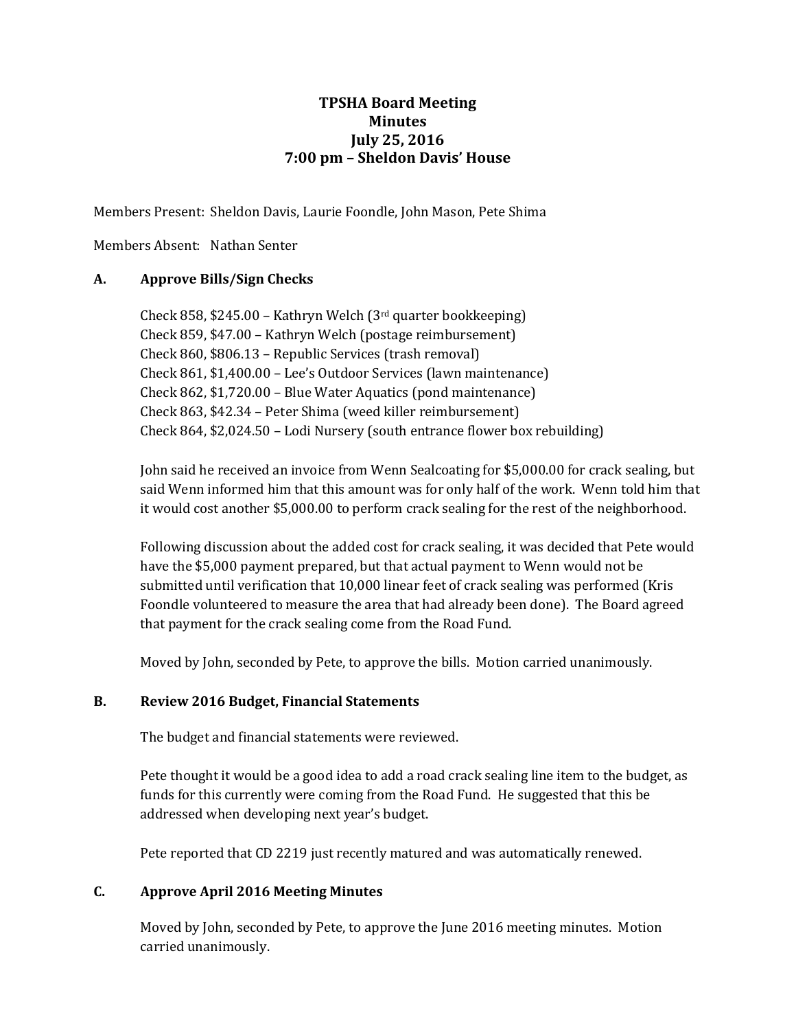# TPSHA Board Meeting
## Minutes
## July 25, 2016
## 7:00 pm – Sheldon Davis' House

Members Present: Sheldon Davis, Laurie Foondle, John Mason, Pete Shima

Members Absent: Nathan Senter

### A. Approve Bills/Sign Checks

Check 858, $245.00 – Kathryn Welch (3rd quarter bookkeeping)
Check 859, $47.00 – Kathryn Welch (postage reimbursement)
Check 860, $806.13 – Republic Services (trash removal)
Check 861, $1,400.00 – Lee's Outdoor Services (lawn maintenance)
Check 862, $1,720.00 – Blue Water Aquatics (pond maintenance)
Check 863, $42.34 – Peter Shima (weed killer reimbursement)
Check 864, $2,024.50 – Lodi Nursery (south entrance flower box rebuilding)

John said he received an invoice from Wenn Sealcoating for $5,000.00 for crack sealing, but said Wenn informed him that this amount was for only half of the work. Wenn told him that it would cost another $5,000.00 to perform crack sealing for the rest of the neighborhood.

Following discussion about the added cost for crack sealing, it was decided that Pete would have the $5,000 payment prepared, but that actual payment to Wenn would not be submitted until verification that 10,000 linear feet of crack sealing was performed (Kris Foondle volunteered to measure the area that had already been done). The Board agreed that payment for the crack sealing come from the Road Fund.

Moved by John, seconded by Pete, to approve the bills. Motion carried unanimously.

### B. Review 2016 Budget, Financial Statements

The budget and financial statements were reviewed.

Pete thought it would be a good idea to add a road crack sealing line item to the budget, as funds for this currently were coming from the Road Fund. He suggested that this be addressed when developing next year's budget.

Pete reported that CD 2219 just recently matured and was automatically renewed.

### C. Approve April 2016 Meeting Minutes

Moved by John, seconded by Pete, to approve the June 2016 meeting minutes. Motion carried unanimously.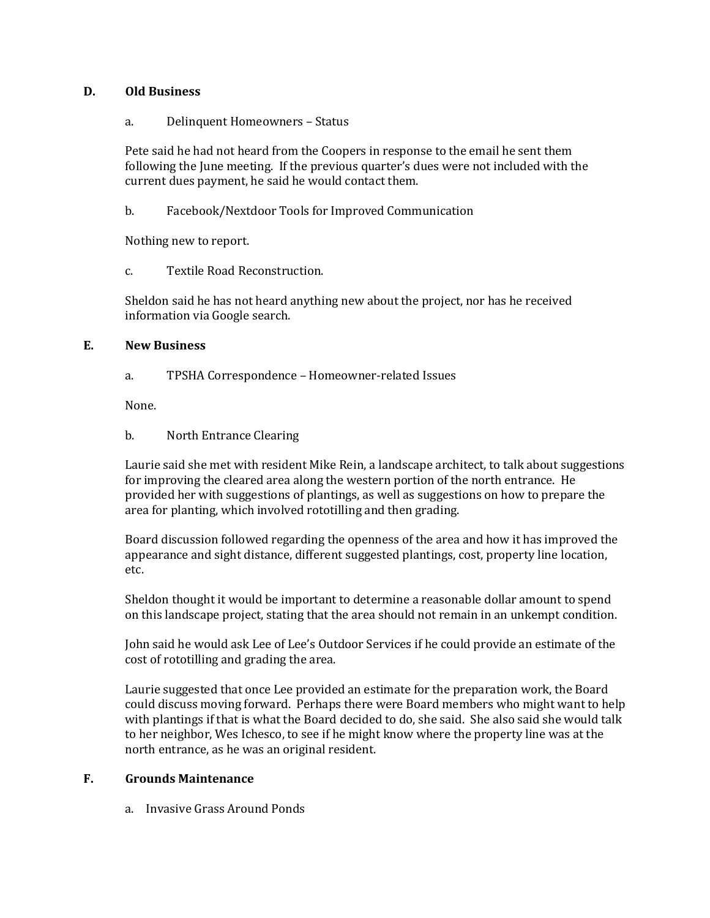## D. Old Business

a. Delinquent Homeowners – Status

Pete said he had not heard from the Coopers in response to the email he sent them following the June meeting. If the previous quarter's dues were not included with the current dues payment, he said he would contact them.

b. Facebook/Nextdoor Tools for Improved Communication

Nothing new to report.

c. Textile Road Reconstruction.

Sheldon said he has not heard anything new about the project, nor has he received information via Google search.

## E. New Business

a. TPSHA Correspondence – Homeowner-related Issues

None.

b. North Entrance Clearing

Laurie said she met with resident Mike Rein, a landscape architect, to talk about suggestions for improving the cleared area along the western portion of the north entrance. He provided her with suggestions of plantings, as well as suggestions on how to prepare the area for planting, which involved rototilling and then grading.

Board discussion followed regarding the openness of the area and how it has improved the appearance and sight distance, different suggested plantings, cost, property line location, etc.

Sheldon thought it would be important to determine a reasonable dollar amount to spend on this landscape project, stating that the area should not remain in an unkempt condition.

John said he would ask Lee of Lee's Outdoor Services if he could provide an estimate of the cost of rototilling and grading the area.

Laurie suggested that once Lee provided an estimate for the preparation work, the Board could discuss moving forward. Perhaps there were Board members who might want to help with plantings if that is what the Board decided to do, she said. She also said she would talk to her neighbor, Wes Ichesco, to see if he might know where the property line was at the north entrance, as he was an original resident.

## F. Grounds Maintenance

a. Invasive Grass Around Ponds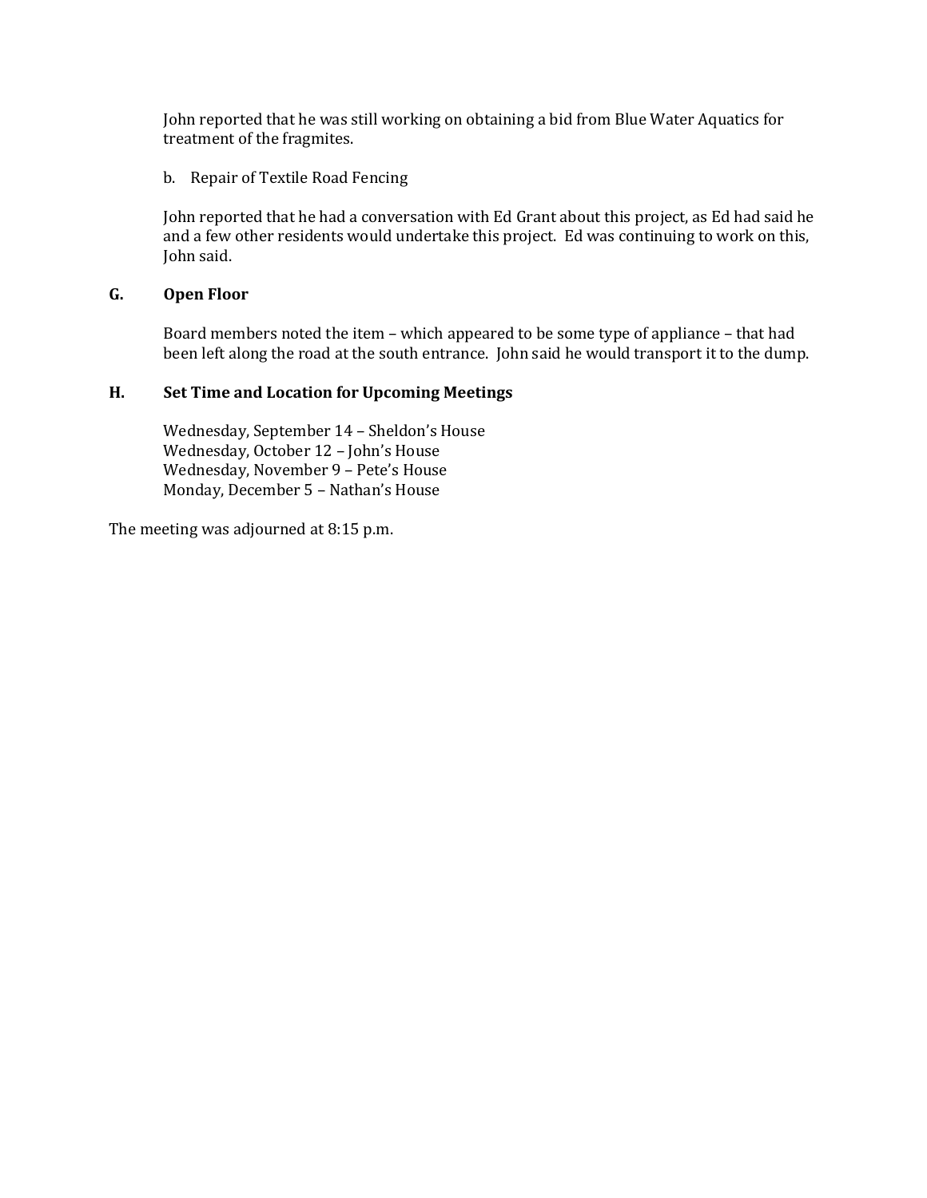John reported that he was still working on obtaining a bid from Blue Water Aquatics for treatment of the fragmites.

b. Repair of Textile Road Fencing

John reported that he had a conversation with Ed Grant about this project, as Ed had said he and a few other residents would undertake this project. Ed was continuing to work on this, John said.

## G. Open Floor

Board members noted the item – which appeared to be some type of appliance – that had been left along the road at the south entrance. John said he would transport it to the dump.

## H. Set Time and Location for Upcoming Meetings

Wednesday, September 14 – Sheldon's House
Wednesday, October 12 – John's House
Wednesday, November 9 – Pete's House
Monday, December 5 – Nathan's House

The meeting was adjourned at 8:15 p.m.